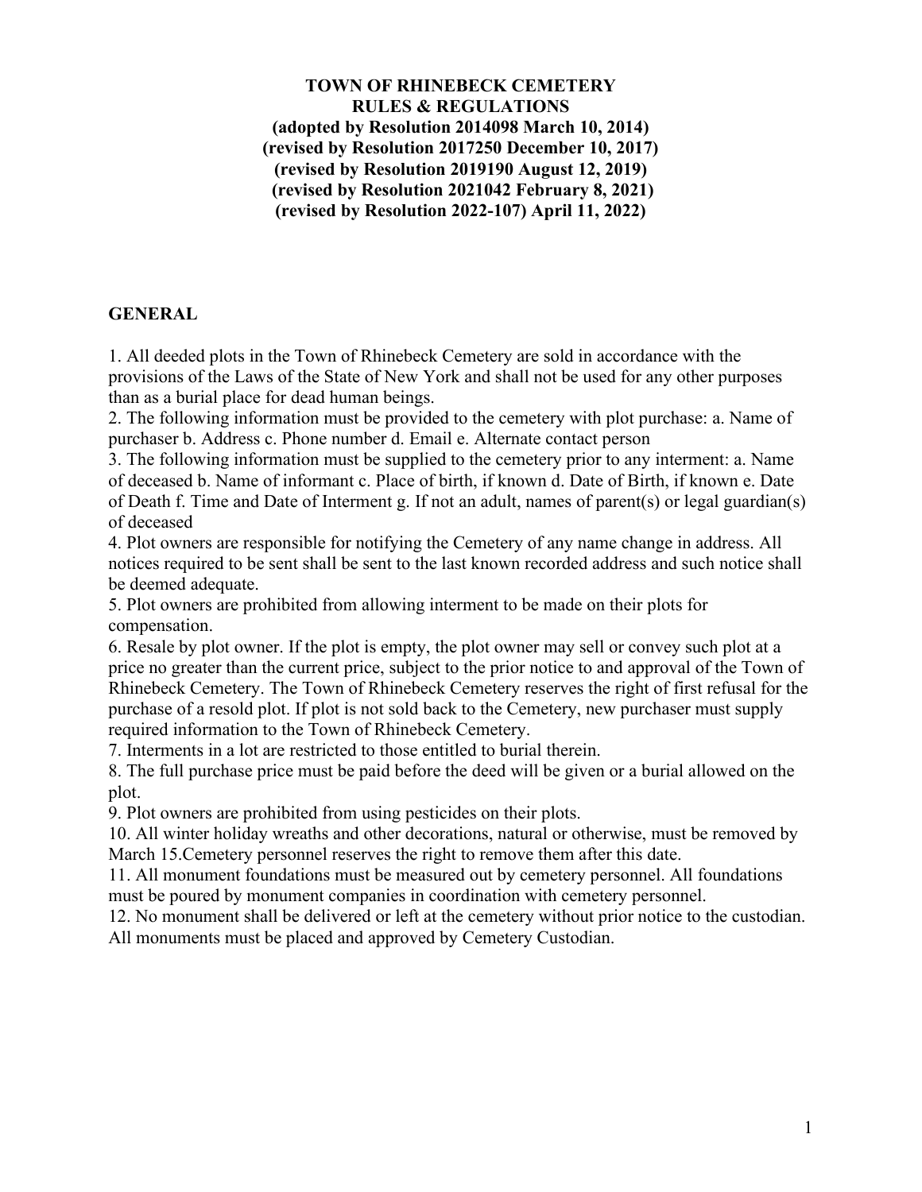**TOWN OF RHINEBECK CEMETERY**
**RULES & REGULATIONS**
**(adopted by Resolution 2014098 March 10, 2014)**
**(revised by Resolution 2017250 December 10, 2017)**
**(revised by Resolution 2019190 August 12, 2019)**
**(revised by Resolution 2021042 February 8, 2021)**
**(revised by Resolution 2022-107) April 11, 2022)**

## GENERAL

1. All deeded plots in the Town of Rhinebeck Cemetery are sold in accordance with the provisions of the Laws of the State of New York and shall not be used for any other purposes than as a burial place for dead human beings.
2. The following information must be provided to the cemetery with plot purchase: a. Name of purchaser b. Address c. Phone number d. Email e. Alternate contact person
3. The following information must be supplied to the cemetery prior to any interment: a. Name of deceased b. Name of informant c. Place of birth, if known d. Date of Birth, if known e. Date of Death f. Time and Date of Interment g. If not an adult, names of parent(s) or legal guardian(s) of deceased
4. Plot owners are responsible for notifying the Cemetery of any name change in address. All notices required to be sent shall be sent to the last known recorded address and such notice shall be deemed adequate.
5. Plot owners are prohibited from allowing interment to be made on their plots for compensation.
6. Resale by plot owner. If the plot is empty, the plot owner may sell or convey such plot at a price no greater than the current price, subject to the prior notice to and approval of the Town of Rhinebeck Cemetery. The Town of Rhinebeck Cemetery reserves the right of first refusal for the purchase of a resold plot. If plot is not sold back to the Cemetery, new purchaser must supply required information to the Town of Rhinebeck Cemetery.
7. Interments in a lot are restricted to those entitled to burial therein.
8. The full purchase price must be paid before the deed will be given or a burial allowed on the plot.
9. Plot owners are prohibited from using pesticides on their plots.
10. All winter holiday wreaths and other decorations, natural or otherwise, must be removed by March 15.Cemetery personnel reserves the right to remove them after this date.
11. All monument foundations must be measured out by cemetery personnel. All foundations must be poured by monument companies in coordination with cemetery personnel.
12. No monument shall be delivered or left at the cemetery without prior notice to the custodian. All monuments must be placed and approved by Cemetery Custodian.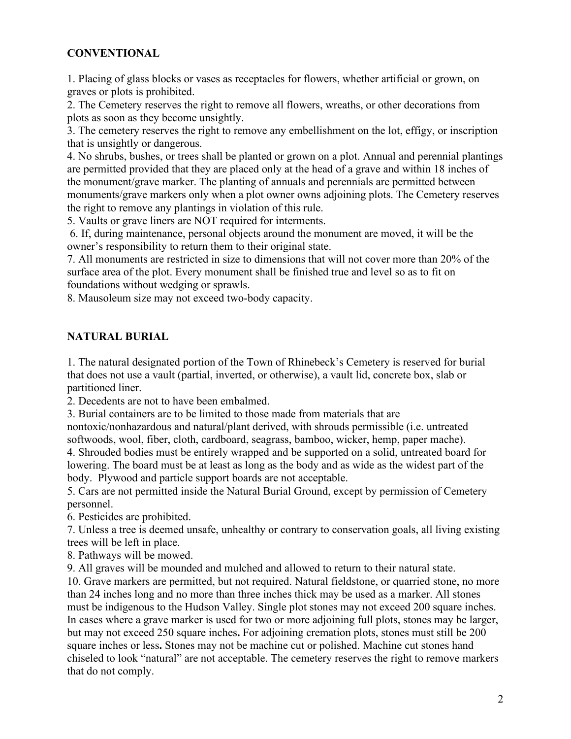## CONVENTIONAL

1. Placing of glass blocks or vases as receptacles for flowers, whether artificial or grown, on graves or plots is prohibited.
2. The Cemetery reserves the right to remove all flowers, wreaths, or other decorations from plots as soon as they become unsightly.
3. The cemetery reserves the right to remove any embellishment on the lot, effigy, or inscription that is unsightly or dangerous.
4. No shrubs, bushes, or trees shall be planted or grown on a plot. Annual and perennial plantings are permitted provided that they are placed only at the head of a grave and within 18 inches of the monument/grave marker. The planting of annuals and perennials are permitted between monuments/grave markers only when a plot owner owns adjoining plots. The Cemetery reserves the right to remove any plantings in violation of this rule.
5. Vaults or grave liners are NOT required for interments.
6. If, during maintenance, personal objects around the monument are moved, it will be the owner's responsibility to return them to their original state.
7. All monuments are restricted in size to dimensions that will not cover more than 20% of the surface area of the plot. Every monument shall be finished true and level so as to fit on foundations without wedging or sprawls.
8. Mausoleum size may not exceed two-body capacity.

## NATURAL BURIAL

1. The natural designated portion of the Town of Rhinebeck's Cemetery is reserved for burial that does not use a vault (partial, inverted, or otherwise), a vault lid, concrete box, slab or partitioned liner.
2. Decedents are not to have been embalmed.
3. Burial containers are to be limited to those made from materials that are nontoxic/nonhazardous and natural/plant derived, with shrouds permissible (i.e. untreated softwoods, wool, fiber, cloth, cardboard, seagrass, bamboo, wicker, hemp, paper mache).
4. Shrouded bodies must be entirely wrapped and be supported on a solid, untreated board for lowering. The board must be at least as long as the body and as wide as the widest part of the body. Plywood and particle support boards are not acceptable.
5. Cars are not permitted inside the Natural Burial Ground, except by permission of Cemetery personnel.
6. Pesticides are prohibited.
7. Unless a tree is deemed unsafe, unhealthy or contrary to conservation goals, all living existing trees will be left in place.
8. Pathways will be mowed.
9. All graves will be mounded and mulched and allowed to return to their natural state.
10. Grave markers are permitted, but not required. Natural fieldstone, or quarried stone, no more than 24 inches long and no more than three inches thick may be used as a marker. All stones must be indigenous to the Hudson Valley. Single plot stones may not exceed 200 square inches. In cases where a grave marker is used for two or more adjoining full plots, stones may be larger, but may not exceed 250 square inches**.** For adjoining cremation plots, stones must still be 200 square inches or less**.** Stones may not be machine cut or polished. Machine cut stones hand chiseled to look "natural" are not acceptable. The cemetery reserves the right to remove markers that do not comply.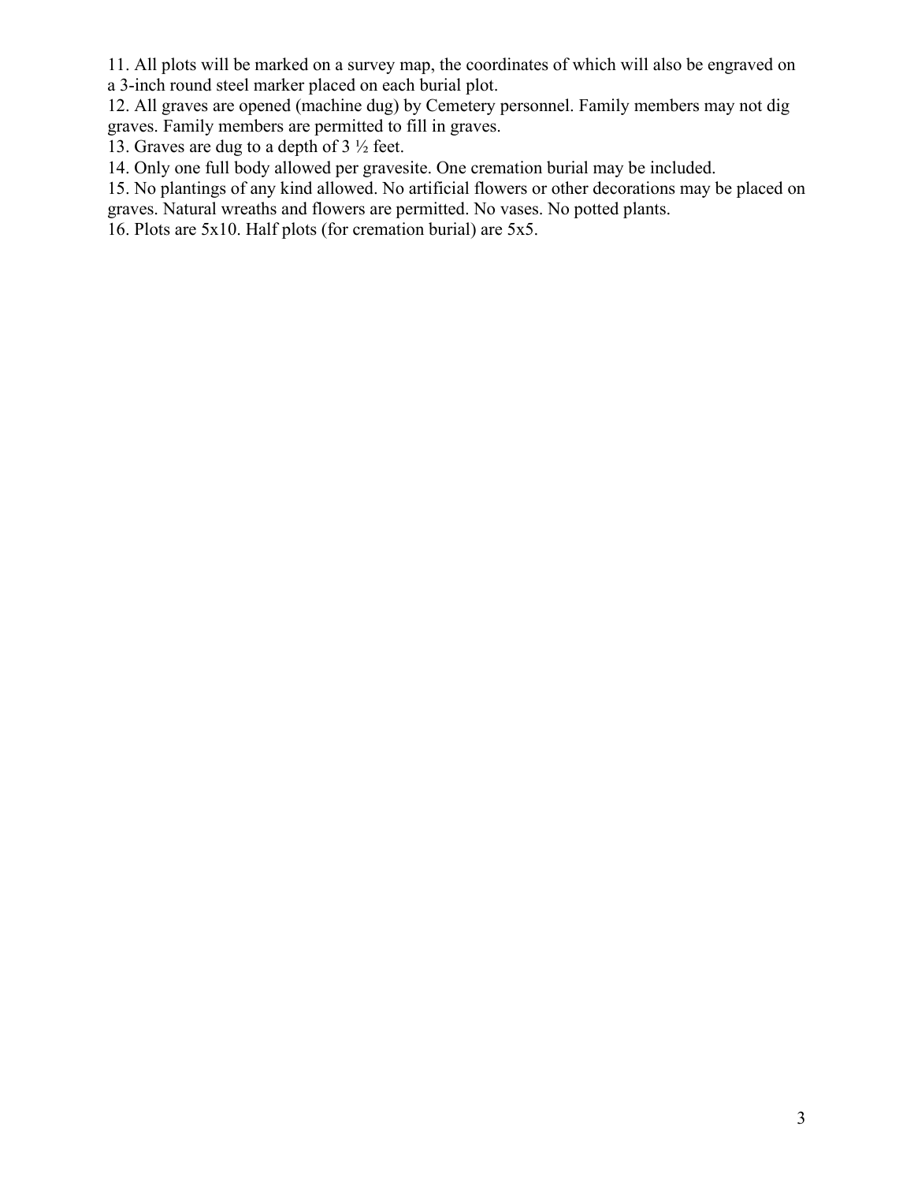11. All plots will be marked on a survey map, the coordinates of which will also be engraved on a 3-inch round steel marker placed on each burial plot.
12. All graves are opened (machine dug) by Cemetery personnel. Family members may not dig graves. Family members are permitted to fill in graves.
13. Graves are dug to a depth of 3 ½ feet.
14. Only one full body allowed per gravesite. One cremation burial may be included.
15. No plantings of any kind allowed. No artificial flowers or other decorations may be placed on graves. Natural wreaths and flowers are permitted. No vases. No potted plants.
16. Plots are 5x10. Half plots (for cremation burial) are 5x5.